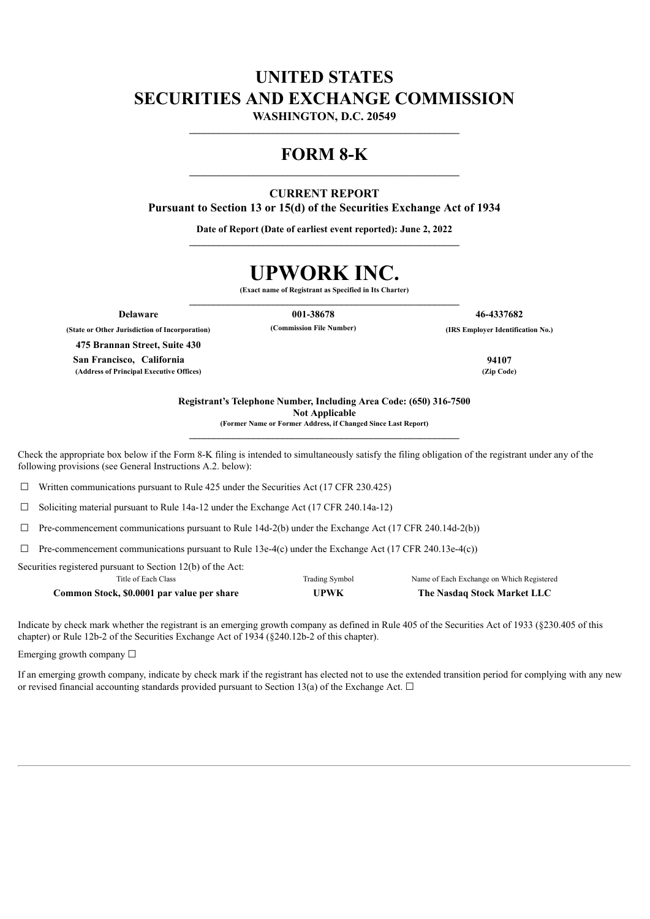# UNITED STATES
# SECURITIES AND EXCHANGE COMMISSION

**WASHINGTON, D.C. 20549**

---

# FORM 8-K

---

**CURRENT REPORT**
**Pursuant to Section 13 or 15(d) of the Securities Exchange Act of 1934**

**Date of Report (Date of earliest event reported): June 2, 2022**

---

# UPWORK INC.

**(Exact name of Registrant as Specified in Its Charter)**

---

| **Delaware** | **001-38678** | **46-4337682** |
|---|---|---|
| **(State or Other Jurisdiction of Incorporation)** | **(Commission File Number)** | **(IRS Employer Identification No.)** |

**475 Brannan Street, Suite 430**
**San Francisco, California** — **94107**
**(Address of Principal Executive Offices)** — **(Zip Code)**

**Registrant's Telephone Number, Including Area Code: (650) 316-7500**
**Not Applicable**
**(Former Name or Former Address, if Changed Since Last Report)**

---

Check the appropriate box below if the Form 8-K filing is intended to simultaneously satisfy the filing obligation of the registrant under any of the following provisions (see General Instructions A.2. below):

☐ Written communications pursuant to Rule 425 under the Securities Act (17 CFR 230.425)

☐ Soliciting material pursuant to Rule 14a-12 under the Exchange Act (17 CFR 240.14a-12)

☐ Pre-commencement communications pursuant to Rule 14d-2(b) under the Exchange Act (17 CFR 240.14d-2(b))

☐ Pre-commencement communications pursuant to Rule 13e-4(c) under the Exchange Act (17 CFR 240.13e-4(c))

Securities registered pursuant to Section 12(b) of the Act:

| Title of Each Class | Trading Symbol | Name of Each Exchange on Which Registered |
|---|---|---|
| **Common Stock, $0.0001 par value per share** | **UPWK** | **The Nasdaq Stock Market LLC** |

Indicate by check mark whether the registrant is an emerging growth company as defined in Rule 405 of the Securities Act of 1933 (§230.405 of this chapter) or Rule 12b-2 of the Securities Exchange Act of 1934 (§240.12b-2 of this chapter).

Emerging growth company ☐

If an emerging growth company, indicate by check mark if the registrant has elected not to use the extended transition period for complying with any new or revised financial accounting standards provided pursuant to Section 13(a) of the Exchange Act. ☐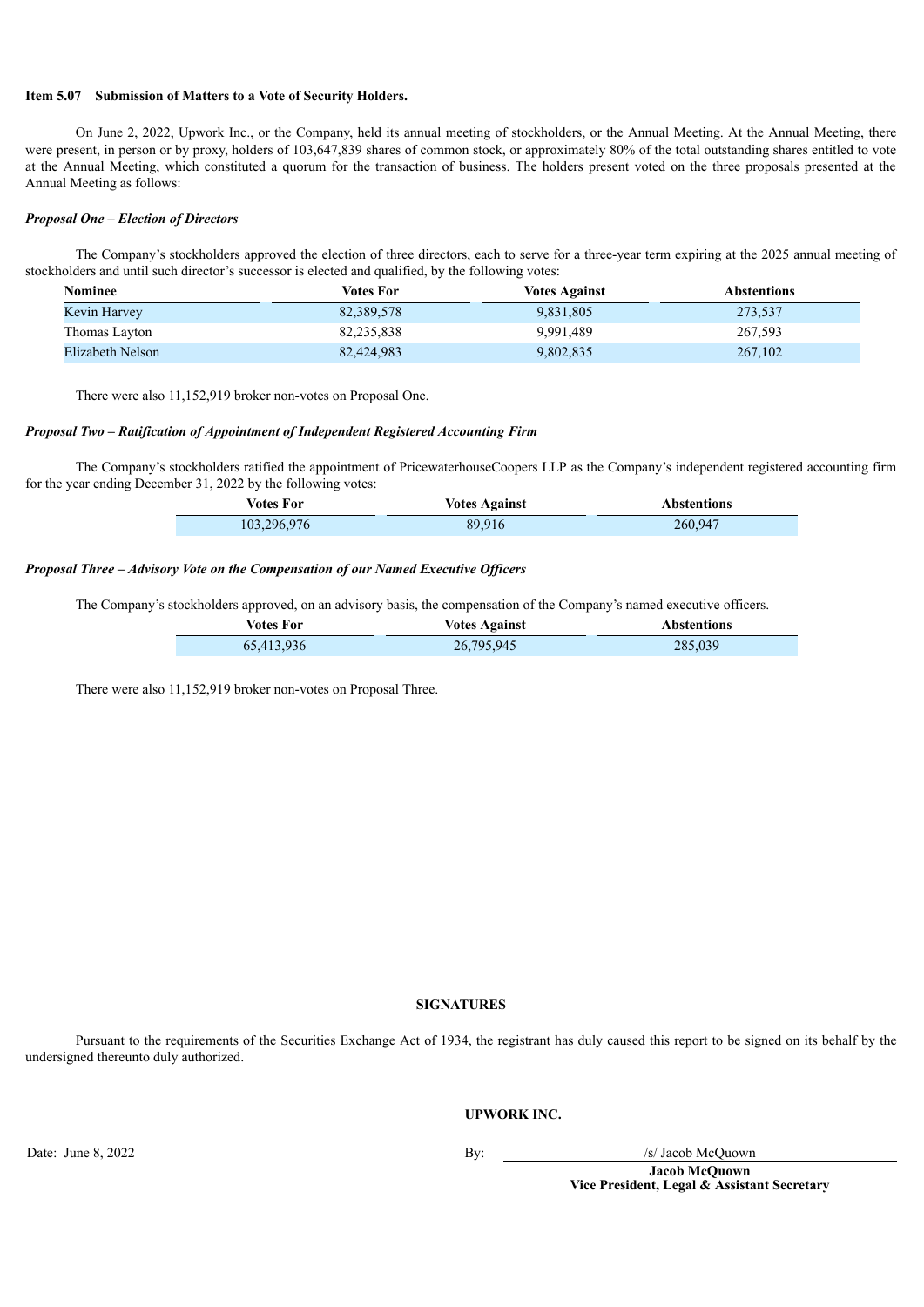**Item 5.07 Submission of Matters to a Vote of Security Holders.**

On June 2, 2022, Upwork Inc., or the Company, held its annual meeting of stockholders, or the Annual Meeting. At the Annual Meeting, there were present, in person or by proxy, holders of 103,647,839 shares of common stock, or approximately 80% of the total outstanding shares entitled to vote at the Annual Meeting, which constituted a quorum for the transaction of business. The holders present voted on the three proposals presented at the Annual Meeting as follows:

***Proposal One – Election of Directors***

The Company's stockholders approved the election of three directors, each to serve for a three-year term expiring at the 2025 annual meeting of stockholders and until such director's successor is elected and qualified, by the following votes:

| Nominee | Votes For | Votes Against | Abstentions |
|---|---|---|---|
| Kevin Harvey | 82,389,578 | 9,831,805 | 273,537 |
| Thomas Layton | 82,235,838 | 9,991,489 | 267,593 |
| Elizabeth Nelson | 82,424,983 | 9,802,835 | 267,102 |

There were also 11,152,919 broker non-votes on Proposal One.

***Proposal Two – Ratification of Appointment of Independent Registered Accounting Firm***

The Company's stockholders ratified the appointment of PricewaterhouseCoopers LLP as the Company's independent registered accounting firm for the year ending December 31, 2022 by the following votes:

| Votes For | Votes Against | Abstentions |
|---|---|---|
| 103,296,976 | 89,916 | 260,947 |

***Proposal Three – Advisory Vote on the Compensation of our Named Executive Officers***

The Company's stockholders approved, on an advisory basis, the compensation of the Company's named executive officers.

| Votes For | Votes Against | Abstentions |
|---|---|---|
| 65,413,936 | 26,795,945 | 285,039 |

There were also 11,152,919 broker non-votes on Proposal Three.

**SIGNATURES**

Pursuant to the requirements of the Securities Exchange Act of 1934, the registrant has duly caused this report to be signed on its behalf by the undersigned thereunto duly authorized.

**UPWORK INC.**

Date: June 8, 2022

By: /s/ Jacob McQuown

**Jacob McQuown**
**Vice President, Legal & Assistant Secretary**